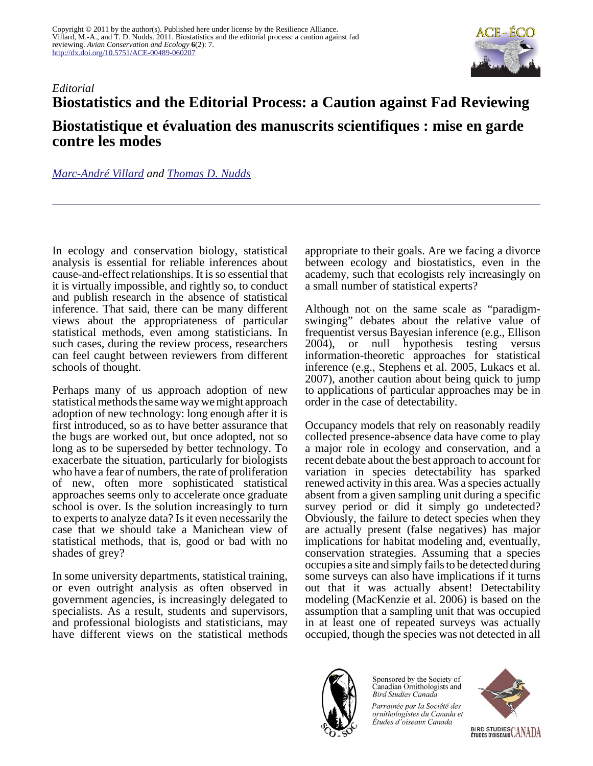Copyright © 2011 by the author(s). Published here under license by the Resilience Alliance.
Villard, M.-A., and T. D. Nudds. 2011. Biostatistics and the editorial process: a caution against fad reviewing. *Avian Conservation and Ecology* **6**(2): 7.
http://dx.doi.org/10.5751/ACE-00489-060207

*Editorial*

# Biostatistics and the Editorial Process: a Caution against Fad Reviewing

# Biostatistique et évaluation des manuscrits scientifiques : mise en garde contre les modes

*Marc-André Villard* and *Thomas D. Nudds*

In ecology and conservation biology, statistical analysis is essential for reliable inferences about cause-and-effect relationships. It is so essential that it is virtually impossible, and rightly so, to conduct and publish research in the absence of statistical inference. That said, there can be many different views about the appropriateness of particular statistical methods, even among statisticians. In such cases, during the review process, researchers can feel caught between reviewers from different schools of thought.

Perhaps many of us approach adoption of new statistical methods the same way we might approach adoption of new technology: long enough after it is first introduced, so as to have better assurance that the bugs are worked out, but once adopted, not so long as to be superseded by better technology. To exacerbate the situation, particularly for biologists who have a fear of numbers, the rate of proliferation of new, often more sophisticated statistical approaches seems only to accelerate once graduate school is over. Is the solution increasingly to turn to experts to analyze data? Is it even necessarily the case that we should take a Manichean view of statistical methods, that is, good or bad with no shades of grey?

In some university departments, statistical training, or even outright analysis as often observed in government agencies, is increasingly delegated to specialists. As a result, students and supervisors, and professional biologists and statisticians, may have different views on the statistical methods appropriate to their goals. Are we facing a divorce between ecology and biostatistics, even in the academy, such that ecologists rely increasingly on a small number of statistical experts?

Although not on the same scale as "paradigm-swinging" debates about the relative value of frequentist versus Bayesian inference (e.g., Ellison 2004), or null hypothesis testing versus information-theoretic approaches for statistical inference (e.g., Stephens et al. 2005, Lukacs et al. 2007), another caution about being quick to jump to applications of particular approaches may be in order in the case of detectability.

Occupancy models that rely on reasonably readily collected presence-absence data have come to play a major role in ecology and conservation, and a recent debate about the best approach to account for variation in species detectability has sparked renewed activity in this area. Was a species actually absent from a given sampling unit during a specific survey period or did it simply go undetected? Obviously, the failure to detect species when they are actually present (false negatives) has major implications for habitat modeling and, eventually, conservation strategies. Assuming that a species occupies a site and simply fails to be detected during some surveys can also have implications if it turns out that it was actually absent! Detectability modeling (MacKenzie et al. 2006) is based on the assumption that a sampling unit that was occupied in at least one of repeated surveys was actually occupied, though the species was not detected in all

Sponsored by the Society of Canadian Ornithologists and Bird Studies Canada

*Parrainée par la Société des ornithologistes du Canada et Études d'oiseaux Canada*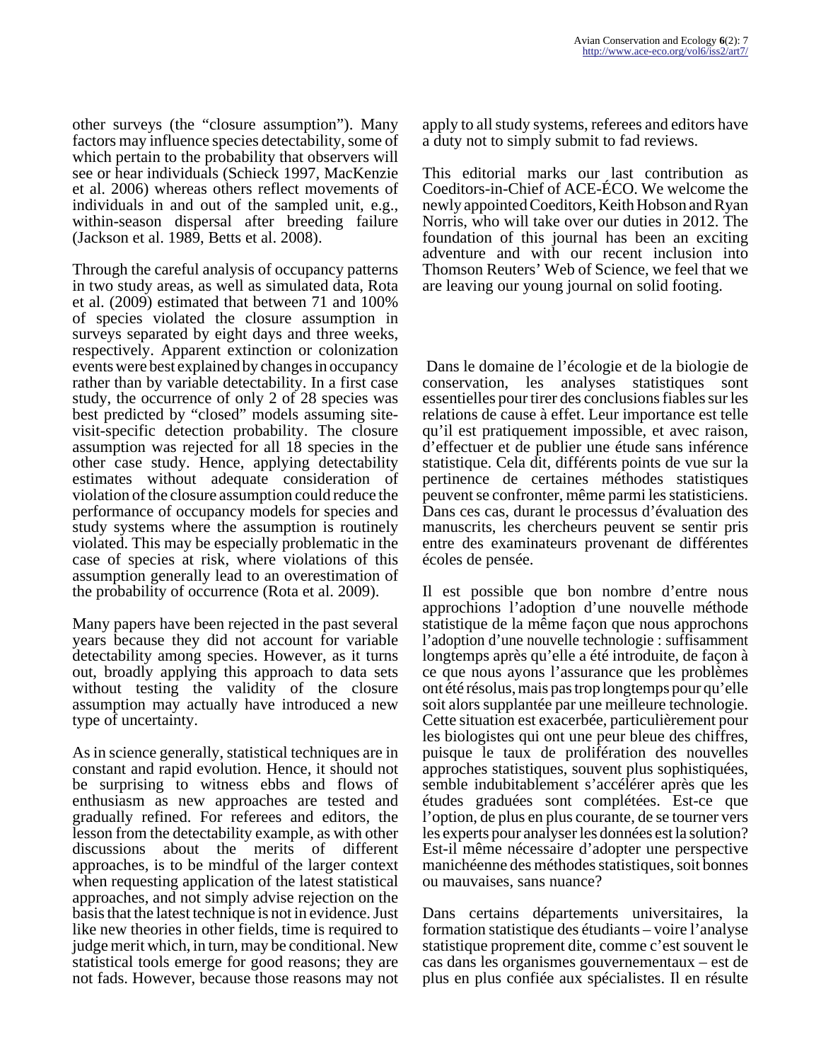other surveys (the "closure assumption"). Many factors may influence species detectability, some of which pertain to the probability that observers will see or hear individuals (Schieck 1997, MacKenzie et al. 2006) whereas others reflect movements of individuals in and out of the sampled unit, e.g., within-season dispersal after breeding failure (Jackson et al. 1989, Betts et al. 2008).

Through the careful analysis of occupancy patterns in two study areas, as well as simulated data, Rota et al. (2009) estimated that between 71 and 100% of species violated the closure assumption in surveys separated by eight days and three weeks, respectively. Apparent extinction or colonization events were best explained by changes in occupancy rather than by variable detectability. In a first case study, the occurrence of only 2 of 28 species was best predicted by "closed" models assuming site-visit-specific detection probability. The closure assumption was rejected for all 18 species in the other case study. Hence, applying detectability estimates without adequate consideration of violation of the closure assumption could reduce the performance of occupancy models for species and study systems where the assumption is routinely violated. This may be especially problematic in the case of species at risk, where violations of this assumption generally lead to an overestimation of the probability of occurrence (Rota et al. 2009).

Many papers have been rejected in the past several years because they did not account for variable detectability among species. However, as it turns out, broadly applying this approach to data sets without testing the validity of the closure assumption may actually have introduced a new type of uncertainty.

As in science generally, statistical techniques are in constant and rapid evolution. Hence, it should not be surprising to witness ebbs and flows of enthusiasm as new approaches are tested and gradually refined. For referees and editors, the lesson from the detectability example, as with other discussions about the merits of different approaches, is to be mindful of the larger context when requesting application of the latest statistical approaches, and not simply advise rejection on the basis that the latest technique is not in evidence. Just like new theories in other fields, time is required to judge merit which, in turn, may be conditional. New statistical tools emerge for good reasons; they are not fads. However, because those reasons may not apply to all study systems, referees and editors have a duty not to simply submit to fad reviews.

This editorial marks our last contribution as Coeditors-in-Chief of ACE-ÉCO. We welcome the newly appointed Coeditors, Keith Hobson and Ryan Norris, who will take over our duties in 2012. The foundation of this journal has been an exciting adventure and with our recent inclusion into Thomson Reuters' Web of Science, we feel that we are leaving our young journal on solid footing.

Dans le domaine de l'écologie et de la biologie de conservation, les analyses statistiques sont essentielles pour tirer des conclusions fiables sur les relations de cause à effet. Leur importance est telle qu'il est pratiquement impossible, et avec raison, d'effectuer et de publier une étude sans inférence statistique. Cela dit, différents points de vue sur la pertinence de certaines méthodes statistiques peuvent se confronter, même parmi les statisticiens. Dans ces cas, durant le processus d'évaluation des manuscrits, les chercheurs peuvent se sentir pris entre des examinateurs provenant de différentes écoles de pensée.

Il est possible que bon nombre d'entre nous approchions l'adoption d'une nouvelle méthode statistique de la même façon que nous approchons l'adoption d'une nouvelle technologie : suffisamment longtemps après qu'elle a été introduite, de façon à ce que nous ayons l'assurance que les problèmes ont été résolus, mais pas trop longtemps pour qu'elle soit alors supplantée par une meilleure technologie. Cette situation est exacerbée, particulièrement pour les biologistes qui ont une peur bleue des chiffres, puisque le taux de prolifération des nouvelles approches statistiques, souvent plus sophistiquées, semble indubitablement s'accélérer après que les études graduées sont complétées. Est-ce que l'option, de plus en plus courante, de se tourner vers les experts pour analyser les données est la solution? Est-il même nécessaire d'adopter une perspective manichéenne des méthodes statistiques, soit bonnes ou mauvaises, sans nuance?

Dans certains départements universitaires, la formation statistique des étudiants – voire l'analyse statistique proprement dite, comme c'est souvent le cas dans les organismes gouvernementaux – est de plus en plus confiée aux spécialistes. Il en résulte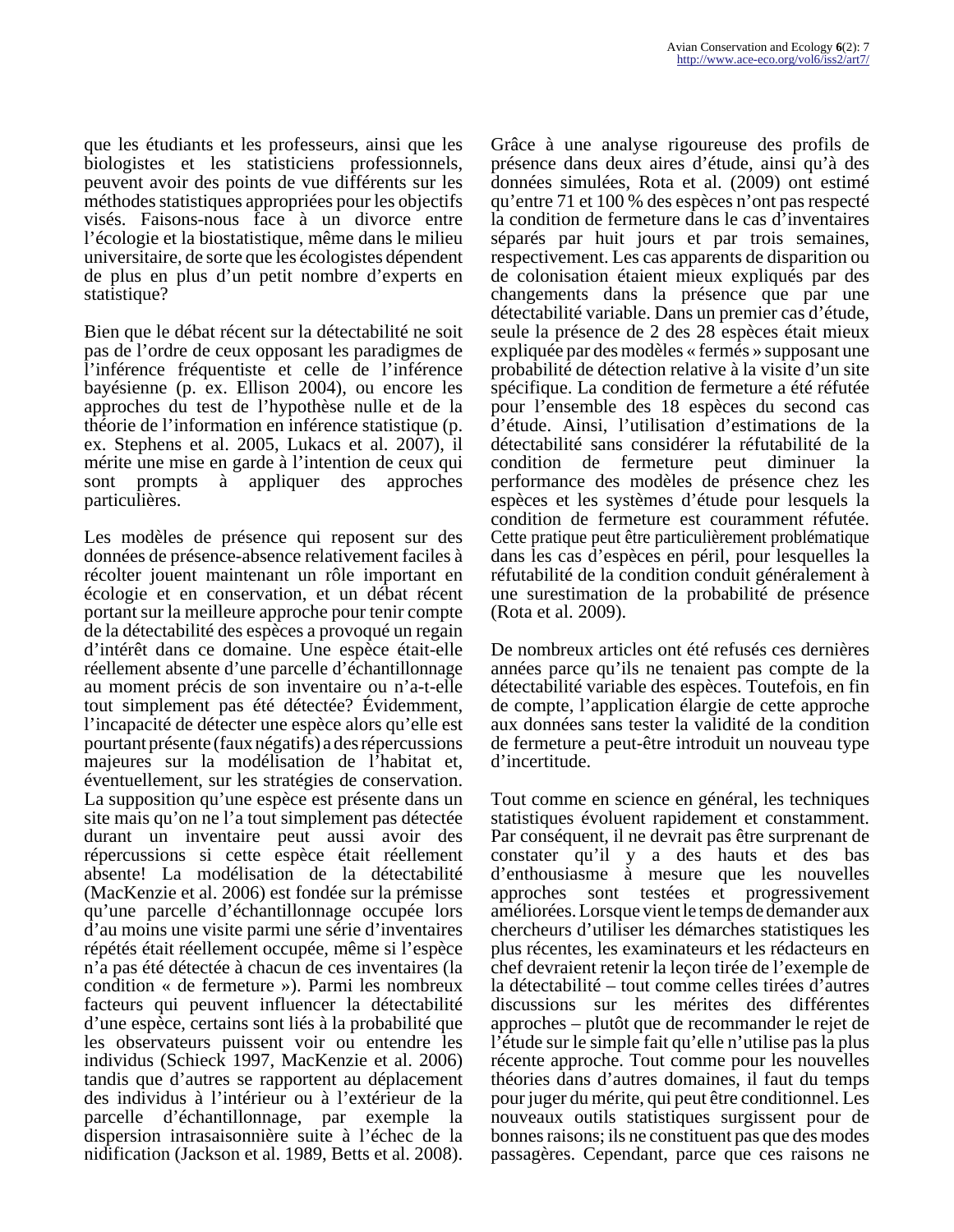que les étudiants et les professeurs, ainsi que les biologistes et les statisticiens professionnels, peuvent avoir des points de vue différents sur les méthodes statistiques appropriées pour les objectifs visés. Faisons-nous face à un divorce entre l'écologie et la biostatistique, même dans le milieu universitaire, de sorte que les écologistes dépendent de plus en plus d'un petit nombre d'experts en statistique?

Bien que le débat récent sur la détectabilité ne soit pas de l'ordre de ceux opposant les paradigmes de l'inférence fréquentiste et celle de l'inférence bayésienne (p. ex. Ellison 2004), ou encore les approches du test de l'hypothèse nulle et de la théorie de l'information en inférence statistique (p. ex. Stephens et al. 2005, Lukacs et al. 2007), il mérite une mise en garde à l'intention de ceux qui sont prompts à appliquer des approches particulières.

Les modèles de présence qui reposent sur des données de présence-absence relativement faciles à récolter jouent maintenant un rôle important en écologie et en conservation, et un débat récent portant sur la meilleure approche pour tenir compte de la détectabilité des espèces a provoqué un regain d'intérêt dans ce domaine. Une espèce était-elle réellement absente d'une parcelle d'échantillonnage au moment précis de son inventaire ou n'a-t-elle tout simplement pas été détectée? Évidemment, l'incapacité de détecter une espèce alors qu'elle est pourtant présente (faux négatifs) a des répercussions majeures sur la modélisation de l'habitat et, éventuellement, sur les stratégies de conservation. La supposition qu'une espèce est présente dans un site mais qu'on ne l'a tout simplement pas détectée durant un inventaire peut aussi avoir des répercussions si cette espèce était réellement absente! La modélisation de la détectabilité (MacKenzie et al. 2006) est fondée sur la prémisse qu'une parcelle d'échantillonnage occupée lors d'au moins une visite parmi une série d'inventaires répétés était réellement occupée, même si l'espèce n'a pas été détectée à chacun de ces inventaires (la condition « de fermeture »). Parmi les nombreux facteurs qui peuvent influencer la détectabilité d'une espèce, certains sont liés à la probabilité que les observateurs puissent voir ou entendre les individus (Schieck 1997, MacKenzie et al. 2006) tandis que d'autres se rapportent au déplacement des individus à l'intérieur ou à l'extérieur de la parcelle d'échantillonnage, par exemple la dispersion intrasaisonnière suite à l'échec de la nidification (Jackson et al. 1989, Betts et al. 2008). Grâce à une analyse rigoureuse des profils de présence dans deux aires d'étude, ainsi qu'à des données simulées, Rota et al. (2009) ont estimé qu'entre 71 et 100 % des espèces n'ont pas respecté la condition de fermeture dans le cas d'inventaires séparés par huit jours et par trois semaines, respectivement. Les cas apparents de disparition ou de colonisation étaient mieux expliqués par des changements dans la présence que par une détectabilité variable. Dans un premier cas d'étude, seule la présence de 2 des 28 espèces était mieux expliquée par des modèles « fermés » supposant une probabilité de détection relative à la visite d'un site spécifique. La condition de fermeture a été réfutée pour l'ensemble des 18 espèces du second cas d'étude. Ainsi, l'utilisation d'estimations de la détectabilité sans considérer la réfutabilité de la condition de fermeture peut diminuer la performance des modèles de présence chez les espèces et les systèmes d'étude pour lesquels la condition de fermeture est couramment réfutée. Cette pratique peut être particulièrement problématique dans les cas d'espèces en péril, pour lesquelles la réfutabilité de la condition conduit généralement à une surestimation de la probabilité de présence (Rota et al. 2009).

De nombreux articles ont été refusés ces dernières années parce qu'ils ne tenaient pas compte de la détectabilité variable des espèces. Toutefois, en fin de compte, l'application élargie de cette approche aux données sans tester la validité de la condition de fermeture a peut-être introduit un nouveau type d'incertitude.

Tout comme en science en général, les techniques statistiques évoluent rapidement et constamment. Par conséquent, il ne devrait pas être surprenant de constater qu'il y a des hauts et des bas d'enthousiasme à mesure que les nouvelles approches sont testées et progressivement améliorées. Lorsque vient le temps de demander aux chercheurs d'utiliser les démarches statistiques les plus récentes, les examinateurs et les rédacteurs en chef devraient retenir la leçon tirée de l'exemple de la détectabilité – tout comme celles tirées d'autres discussions sur les mérites des différentes approches – plutôt que de recommander le rejet de l'étude sur le simple fait qu'elle n'utilise pas la plus récente approche. Tout comme pour les nouvelles théories dans d'autres domaines, il faut du temps pour juger du mérite, qui peut être conditionnel. Les nouveaux outils statistiques surgissent pour de bonnes raisons; ils ne constituent pas que des modes passagères. Cependant, parce que ces raisons ne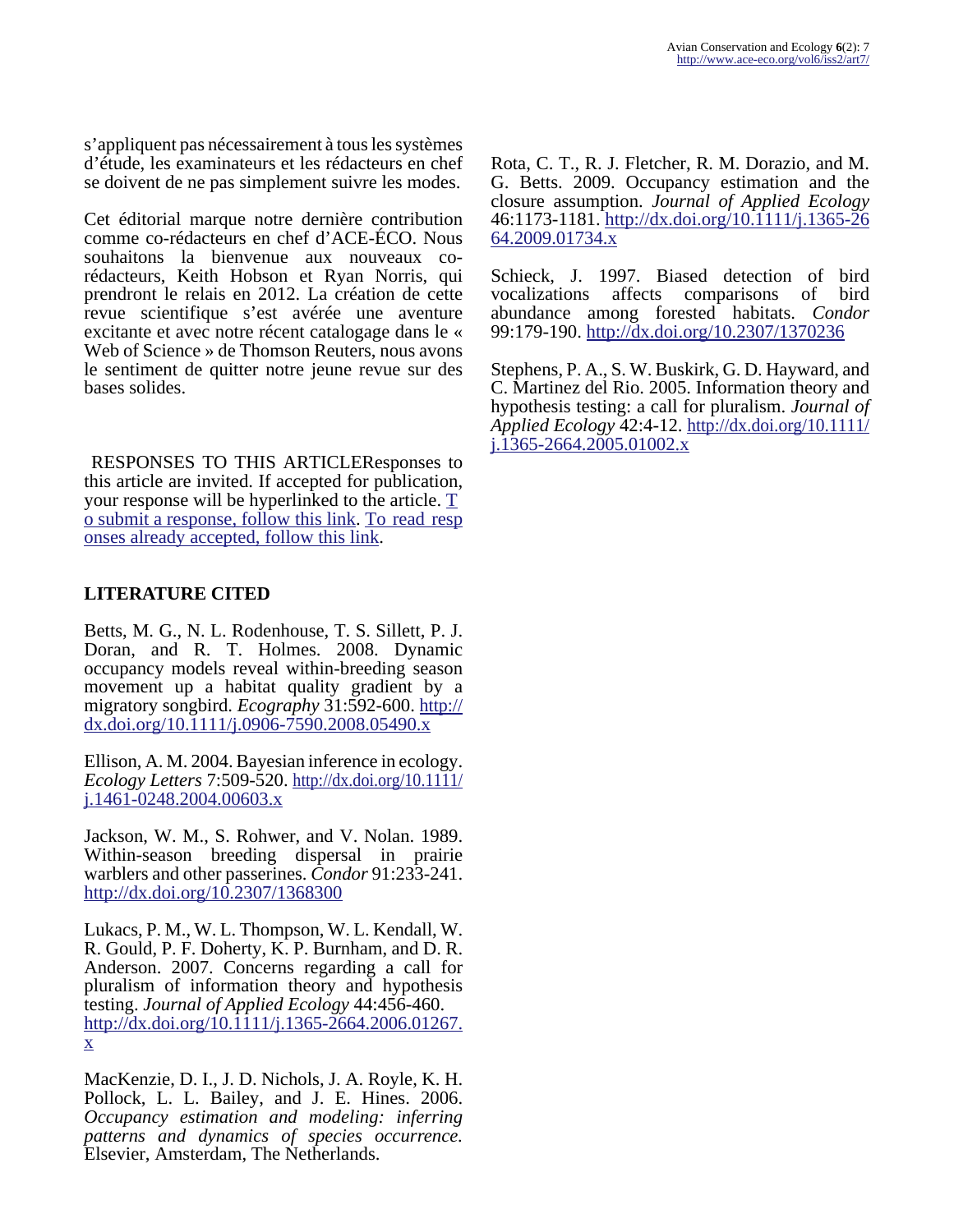s'appliquent pas nécessairement à tous les systèmes d'étude, les examinateurs et les rédacteurs en chef se doivent de ne pas simplement suivre les modes.

Cet éditorial marque notre dernière contribution comme co-rédacteurs en chef d'ACE-ÉCO. Nous souhaitons la bienvenue aux nouveaux co-rédacteurs, Keith Hobson et Ryan Norris, qui prendront le relais en 2012. La création de cette revue scientifique s'est avérée une aventure excitante et avec notre récent catalogage dans le « Web of Science » de Thomson Reuters, nous avons le sentiment de quitter notre jeune revue sur des bases solides.

RESPONSES TO THIS ARTICLEResponses to this article are invited. If accepted for publication, your response will be hyperlinked to the article. To submit a response, follow this link. To read responses already accepted, follow this link.

## LITERATURE CITED

Betts, M. G., N. L. Rodenhouse, T. S. Sillett, P. J. Doran, and R. T. Holmes. 2008. Dynamic occupancy models reveal within-breeding season movement up a habitat quality gradient by a migratory songbird. *Ecography* 31:592-600. http://dx.doi.org/10.1111/j.0906-7590.2008.05490.x

Ellison, A. M. 2004. Bayesian inference in ecology. *Ecology Letters* 7:509-520. http://dx.doi.org/10.1111/j.1461-0248.2004.00603.x

Jackson, W. M., S. Rohwer, and V. Nolan. 1989. Within-season breeding dispersal in prairie warblers and other passerines. *Condor* 91:233-241. http://dx.doi.org/10.2307/1368300

Lukacs, P. M., W. L. Thompson, W. L. Kendall, W. R. Gould, P. F. Doherty, K. P. Burnham, and D. R. Anderson. 2007. Concerns regarding a call for pluralism of information theory and hypothesis testing. *Journal of Applied Ecology* 44:456-460. http://dx.doi.org/10.1111/j.1365-2664.2006.01267.x

MacKenzie, D. I., J. D. Nichols, J. A. Royle, K. H. Pollock, L. L. Bailey, and J. E. Hines. 2006. *Occupancy estimation and modeling: inferring patterns and dynamics of species occurrence.* Elsevier, Amsterdam, The Netherlands.

Rota, C. T., R. J. Fletcher, R. M. Dorazio, and M. G. Betts. 2009. Occupancy estimation and the closure assumption. *Journal of Applied Ecology* 46:1173-1181. http://dx.doi.org/10.1111/j.1365-2664.2009.01734.x

Schieck, J. 1997. Biased detection of bird vocalizations affects comparisons of bird abundance among forested habitats. *Condor* 99:179-190. http://dx.doi.org/10.2307/1370236

Stephens, P. A., S. W. Buskirk, G. D. Hayward, and C. Martinez del Rio. 2005. Information theory and hypothesis testing: a call for pluralism. *Journal of Applied Ecology* 42:4-12. http://dx.doi.org/10.1111/j.1365-2664.2005.01002.x